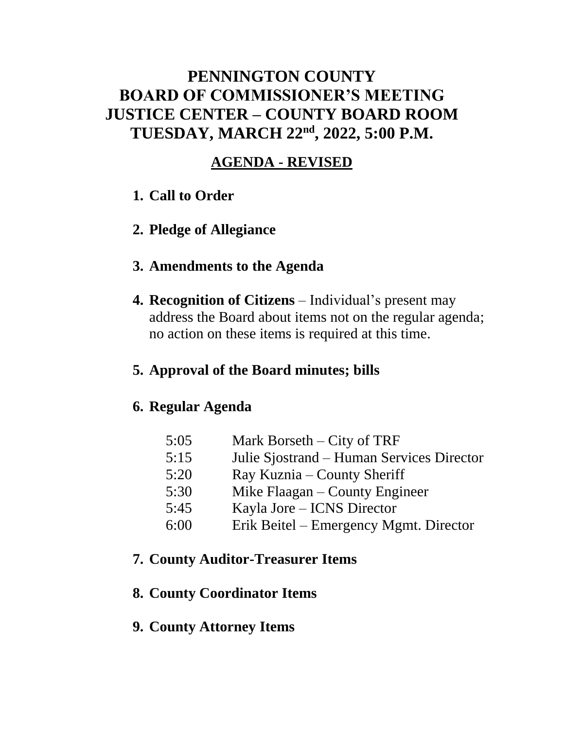# PENNINGTON COUNTY
# BOARD OF COMMISSIONER'S MEETING
# JUSTICE CENTER – COUNTY BOARD ROOM
# TUESDAY, MARCH 22nd, 2022, 5:00 P.M.

## AGENDA - REVISED

1. **Call to Order**

2. **Pledge of Allegiance**

3. **Amendments to the Agenda**

4. **Recognition of Citizens** – Individual's present may address the Board about items not on the regular agenda; no action on these items is required at this time.

5. **Approval of the Board minutes; bills**

6. **Regular Agenda**

   | | |
   |---|---|
   | 5:05 | Mark Borseth – City of TRF |
   | 5:15 | Julie Sjostrand – Human Services Director |
   | 5:20 | Ray Kuznia – County Sheriff |
   | 5:30 | Mike Flaagan – County Engineer |
   | 5:45 | Kayla Jore – ICNS Director |
   | 6:00 | Erik Beitel – Emergency Mgmt. Director |

7. **County Auditor-Treasurer Items**

8. **County Coordinator Items**

9. **County Attorney Items**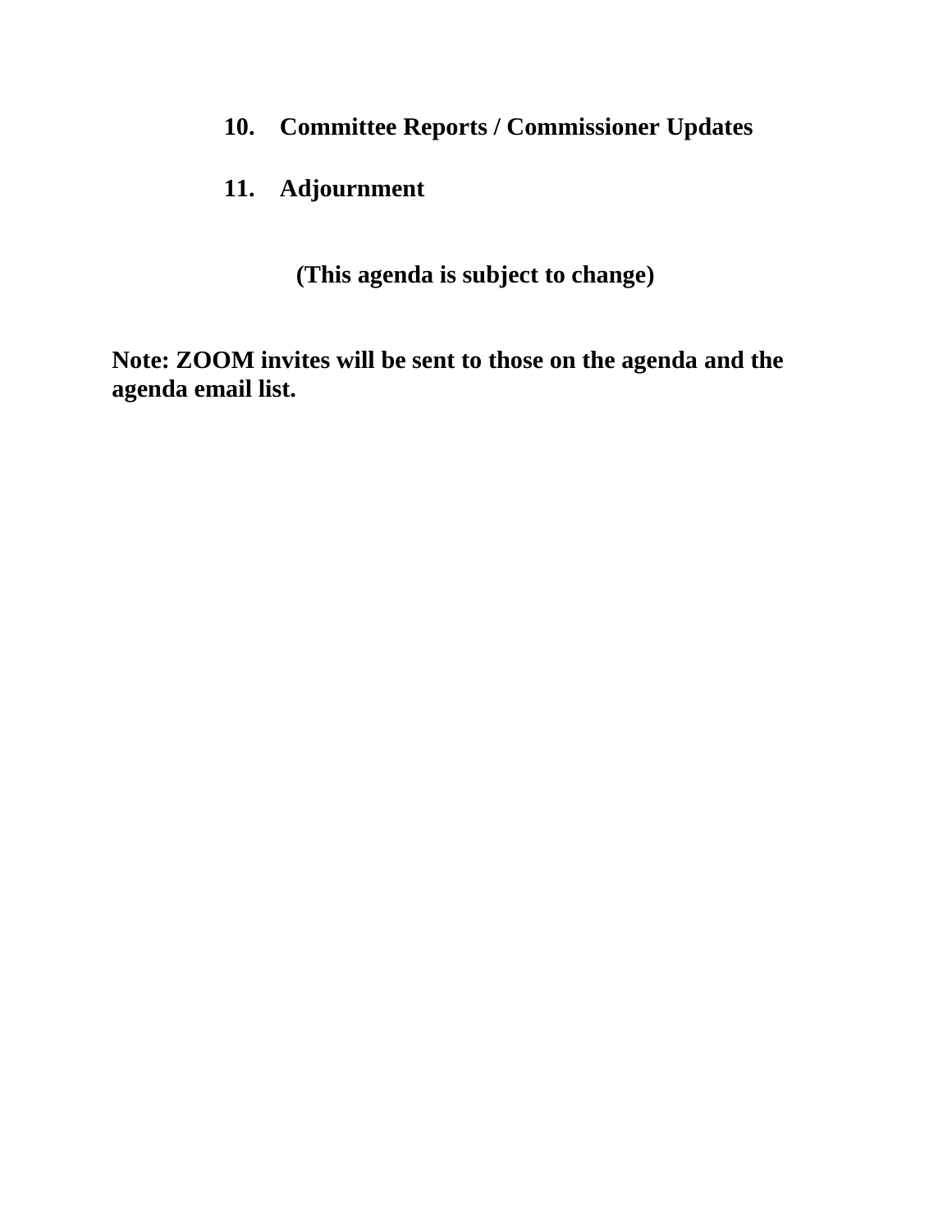10. **Committee Reports / Commissioner Updates**

11. **Adjournment**

**(This agenda is subject to change)**

**Note: ZOOM invites will be sent to those on the agenda and the agenda email list.**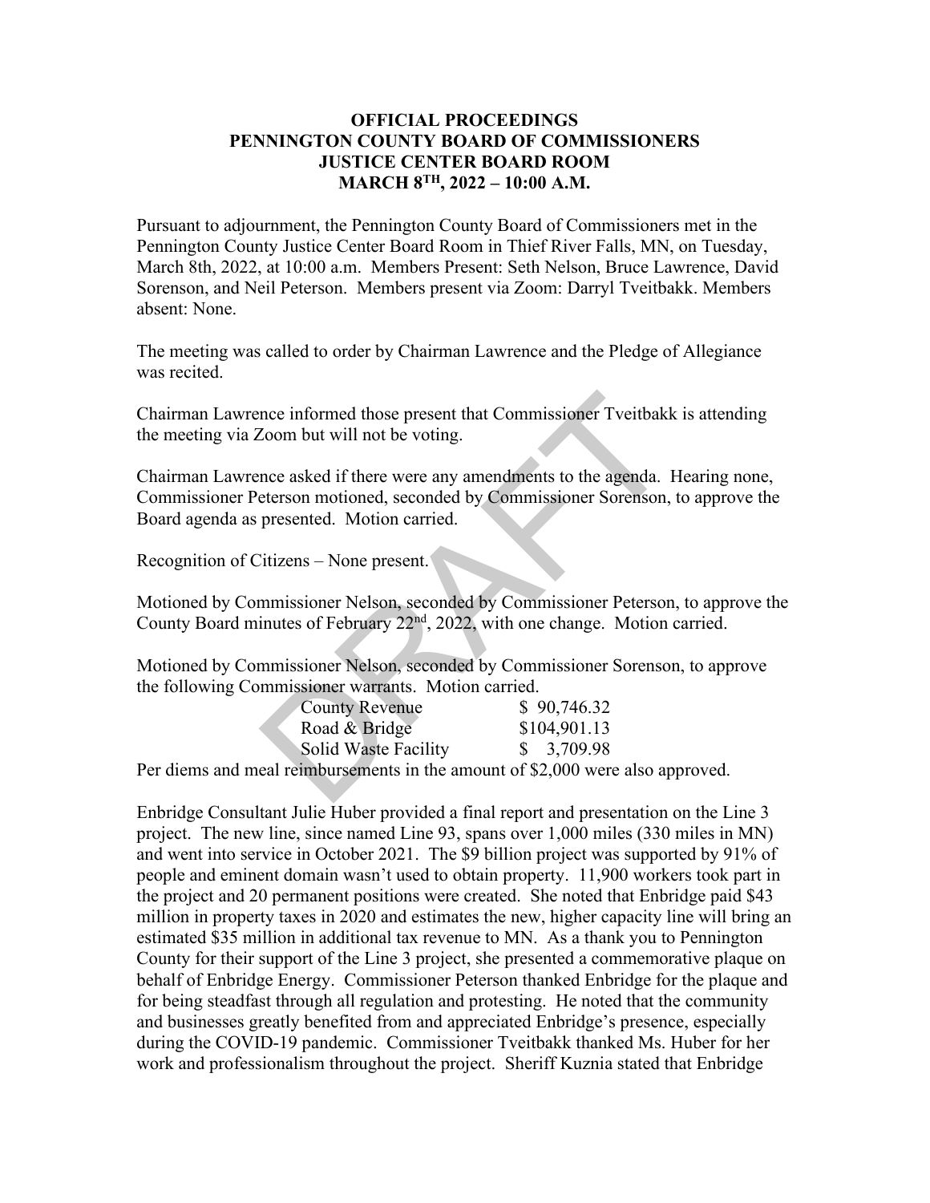**OFFICIAL PROCEEDINGS**
**PENNINGTON COUNTY BOARD OF COMMISSIONERS**
**JUSTICE CENTER BOARD ROOM**
**MARCH 8TH, 2022 – 10:00 A.M.**

Pursuant to adjournment, the Pennington County Board of Commissioners met in the Pennington County Justice Center Board Room in Thief River Falls, MN, on Tuesday, March 8th, 2022, at 10:00 a.m. Members Present: Seth Nelson, Bruce Lawrence, David Sorenson, and Neil Peterson. Members present via Zoom: Darryl Tveitbakk. Members absent: None.

The meeting was called to order by Chairman Lawrence and the Pledge of Allegiance was recited.

Chairman Lawrence informed those present that Commissioner Tveitbakk is attending the meeting via Zoom but will not be voting.

Chairman Lawrence asked if there were any amendments to the agenda. Hearing none, Commissioner Peterson motioned, seconded by Commissioner Sorenson, to approve the Board agenda as presented. Motion carried.

Recognition of Citizens – None present.

Motioned by Commissioner Nelson, seconded by Commissioner Peterson, to approve the County Board minutes of February 22nd, 2022, with one change. Motion carried.

Motioned by Commissioner Nelson, seconded by Commissioner Sorenson, to approve the following Commissioner warrants. Motion carried.

| | |
|---|---|
| County Revenue | $ 90,746.32 |
| Road & Bridge | $104,901.13 |
| Solid Waste Facility | $ 3,709.98 |

Per diems and meal reimbursements in the amount of $2,000 were also approved.

Enbridge Consultant Julie Huber provided a final report and presentation on the Line 3 project. The new line, since named Line 93, spans over 1,000 miles (330 miles in MN) and went into service in October 2021. The $9 billion project was supported by 91% of people and eminent domain wasn't used to obtain property. 11,900 workers took part in the project and 20 permanent positions were created. She noted that Enbridge paid $43 million in property taxes in 2020 and estimates the new, higher capacity line will bring an estimated $35 million in additional tax revenue to MN. As a thank you to Pennington County for their support of the Line 3 project, she presented a commemorative plaque on behalf of Enbridge Energy. Commissioner Peterson thanked Enbridge for the plaque and for being steadfast through all regulation and protesting. He noted that the community and businesses greatly benefited from and appreciated Enbridge's presence, especially during the COVID-19 pandemic. Commissioner Tveitbakk thanked Ms. Huber for her work and professionalism throughout the project. Sheriff Kuznia stated that Enbridge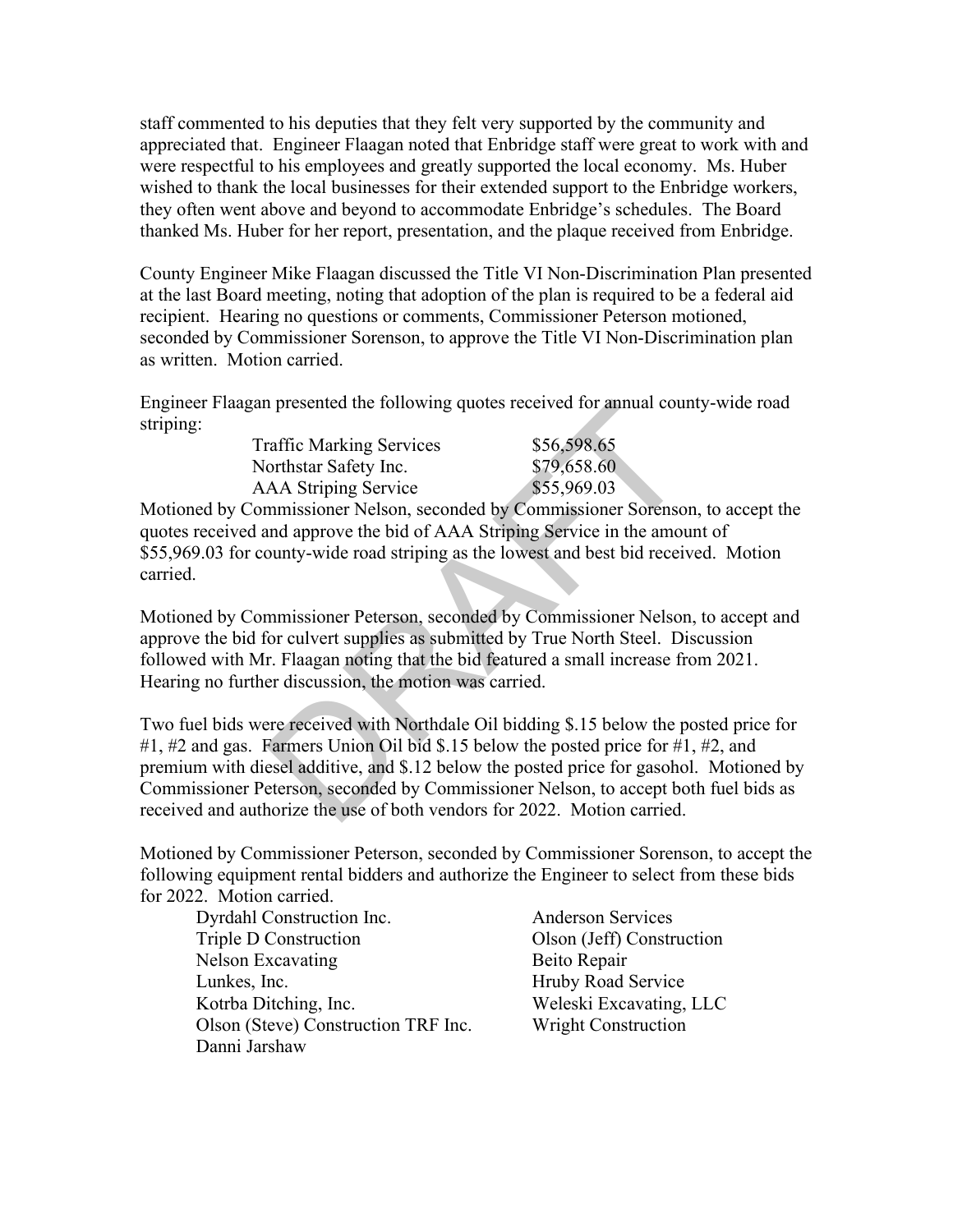staff commented to his deputies that they felt very supported by the community and appreciated that. Engineer Flaagan noted that Enbridge staff were great to work with and were respectful to his employees and greatly supported the local economy. Ms. Huber wished to thank the local businesses for their extended support to the Enbridge workers, they often went above and beyond to accommodate Enbridge's schedules. The Board thanked Ms. Huber for her report, presentation, and the plaque received from Enbridge.

County Engineer Mike Flaagan discussed the Title VI Non-Discrimination Plan presented at the last Board meeting, noting that adoption of the plan is required to be a federal aid recipient. Hearing no questions or comments, Commissioner Peterson motioned, seconded by Commissioner Sorenson, to approve the Title VI Non-Discrimination plan as written. Motion carried.

Engineer Flaagan presented the following quotes received for annual county-wide road striping:

| | |
|---|---|
| Traffic Marking Services | $56,598.65 |
| Northstar Safety Inc. | $79,658.60 |
| AAA Striping Service | $55,969.03 |

Motioned by Commissioner Nelson, seconded by Commissioner Sorenson, to accept the quotes received and approve the bid of AAA Striping Service in the amount of $55,969.03 for county-wide road striping as the lowest and best bid received. Motion carried.

Motioned by Commissioner Peterson, seconded by Commissioner Nelson, to accept and approve the bid for culvert supplies as submitted by True North Steel. Discussion followed with Mr. Flaagan noting that the bid featured a small increase from 2021. Hearing no further discussion, the motion was carried.

Two fuel bids were received with Northdale Oil bidding $.15 below the posted price for #1, #2 and gas. Farmers Union Oil bid $.15 below the posted price for #1, #2, and premium with diesel additive, and $.12 below the posted price for gasohol. Motioned by Commissioner Peterson, seconded by Commissioner Nelson, to accept both fuel bids as received and authorize the use of both vendors for 2022. Motion carried.

Motioned by Commissioner Peterson, seconded by Commissioner Sorenson, to accept the following equipment rental bidders and authorize the Engineer to select from these bids for 2022. Motion carried.

| | |
|---|---|
| Dyrdahl Construction Inc. | Anderson Services |
| Triple D Construction | Olson (Jeff) Construction |
| Nelson Excavating | Beito Repair |
| Lunkes, Inc. | Hruby Road Service |
| Kotrba Ditching, Inc. | Weleski Excavating, LLC |
| Olson (Steve) Construction TRF Inc. | Wright Construction |
| Danni Jarshaw | |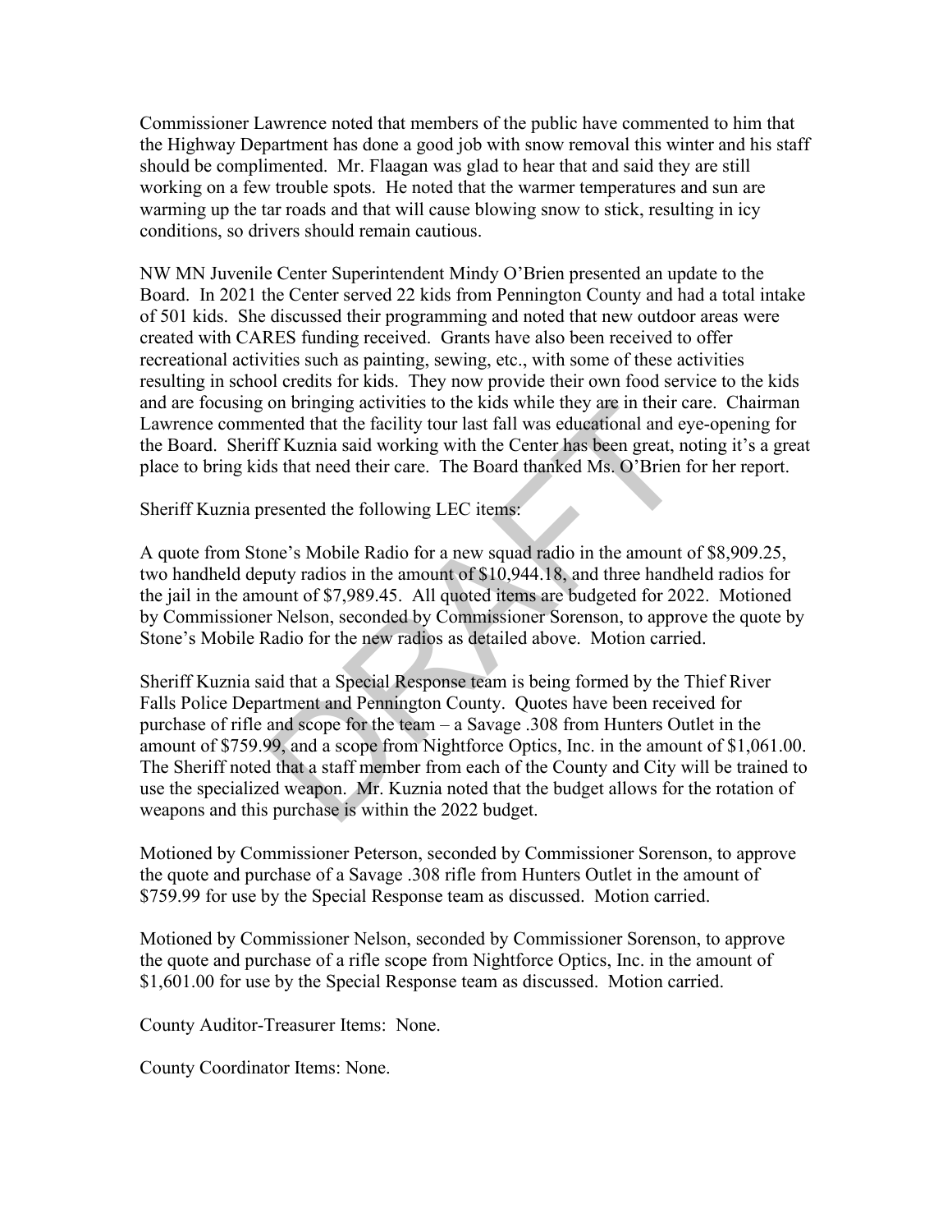Commissioner Lawrence noted that members of the public have commented to him that the Highway Department has done a good job with snow removal this winter and his staff should be complimented. Mr. Flaagan was glad to hear that and said they are still working on a few trouble spots. He noted that the warmer temperatures and sun are warming up the tar roads and that will cause blowing snow to stick, resulting in icy conditions, so drivers should remain cautious.

NW MN Juvenile Center Superintendent Mindy O'Brien presented an update to the Board. In 2021 the Center served 22 kids from Pennington County and had a total intake of 501 kids. She discussed their programming and noted that new outdoor areas were created with CARES funding received. Grants have also been received to offer recreational activities such as painting, sewing, etc., with some of these activities resulting in school credits for kids. They now provide their own food service to the kids and are focusing on bringing activities to the kids while they are in their care. Chairman Lawrence commented that the facility tour last fall was educational and eye-opening for the Board. Sheriff Kuznia said working with the Center has been great, noting it's a great place to bring kids that need their care. The Board thanked Ms. O'Brien for her report.

Sheriff Kuznia presented the following LEC items:

A quote from Stone's Mobile Radio for a new squad radio in the amount of $8,909.25, two handheld deputy radios in the amount of $10,944.18, and three handheld radios for the jail in the amount of $7,989.45. All quoted items are budgeted for 2022. Motioned by Commissioner Nelson, seconded by Commissioner Sorenson, to approve the quote by Stone's Mobile Radio for the new radios as detailed above. Motion carried.

Sheriff Kuznia said that a Special Response team is being formed by the Thief River Falls Police Department and Pennington County. Quotes have been received for purchase of rifle and scope for the team – a Savage .308 from Hunters Outlet in the amount of $759.99, and a scope from Nightforce Optics, Inc. in the amount of $1,061.00. The Sheriff noted that a staff member from each of the County and City will be trained to use the specialized weapon. Mr. Kuznia noted that the budget allows for the rotation of weapons and this purchase is within the 2022 budget.

Motioned by Commissioner Peterson, seconded by Commissioner Sorenson, to approve the quote and purchase of a Savage .308 rifle from Hunters Outlet in the amount of $759.99 for use by the Special Response team as discussed. Motion carried.

Motioned by Commissioner Nelson, seconded by Commissioner Sorenson, to approve the quote and purchase of a rifle scope from Nightforce Optics, Inc. in the amount of $1,601.00 for use by the Special Response team as discussed. Motion carried.

County Auditor-Treasurer Items: None.

County Coordinator Items: None.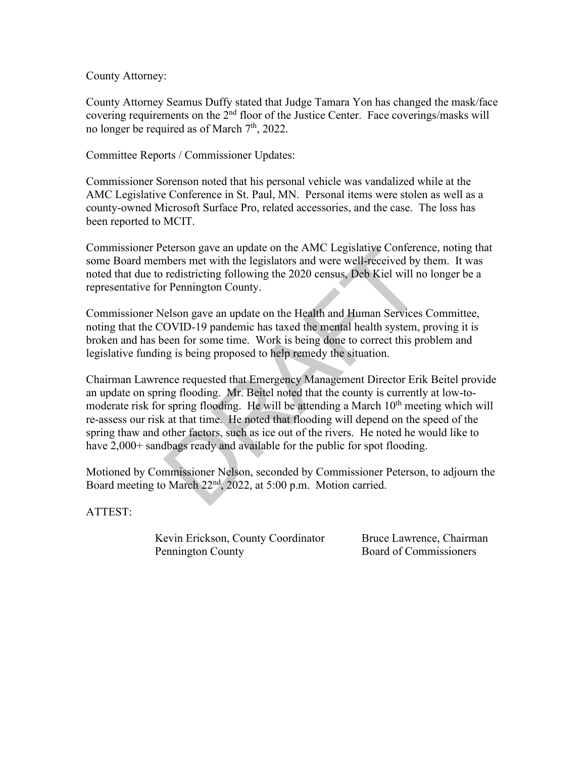County Attorney:

County Attorney Seamus Duffy stated that Judge Tamara Yon has changed the mask/face covering requirements on the 2nd floor of the Justice Center. Face coverings/masks will no longer be required as of March 7th, 2022.

Committee Reports / Commissioner Updates:

Commissioner Sorenson noted that his personal vehicle was vandalized while at the AMC Legislative Conference in St. Paul, MN. Personal items were stolen as well as a county-owned Microsoft Surface Pro, related accessories, and the case. The loss has been reported to MCIT.

Commissioner Peterson gave an update on the AMC Legislative Conference, noting that some Board members met with the legislators and were well-received by them. It was noted that due to redistricting following the 2020 census, Deb Kiel will no longer be a representative for Pennington County.

Commissioner Nelson gave an update on the Health and Human Services Committee, noting that the COVID-19 pandemic has taxed the mental health system, proving it is broken and has been for some time. Work is being done to correct this problem and legislative funding is being proposed to help remedy the situation.

Chairman Lawrence requested that Emergency Management Director Erik Beitel provide an update on spring flooding. Mr. Beitel noted that the county is currently at low-to-moderate risk for spring flooding. He will be attending a March 10th meeting which will re-assess our risk at that time. He noted that flooding will depend on the speed of the spring thaw and other factors, such as ice out of the rivers. He noted he would like to have 2,000+ sandbags ready and available for the public for spot flooding.

Motioned by Commissioner Nelson, seconded by Commissioner Peterson, to adjourn the Board meeting to March 22nd, 2022, at 5:00 p.m. Motion carried.

ATTEST:

Kevin Erickson, County Coordinator
Pennington County

Bruce Lawrence, Chairman
Board of Commissioners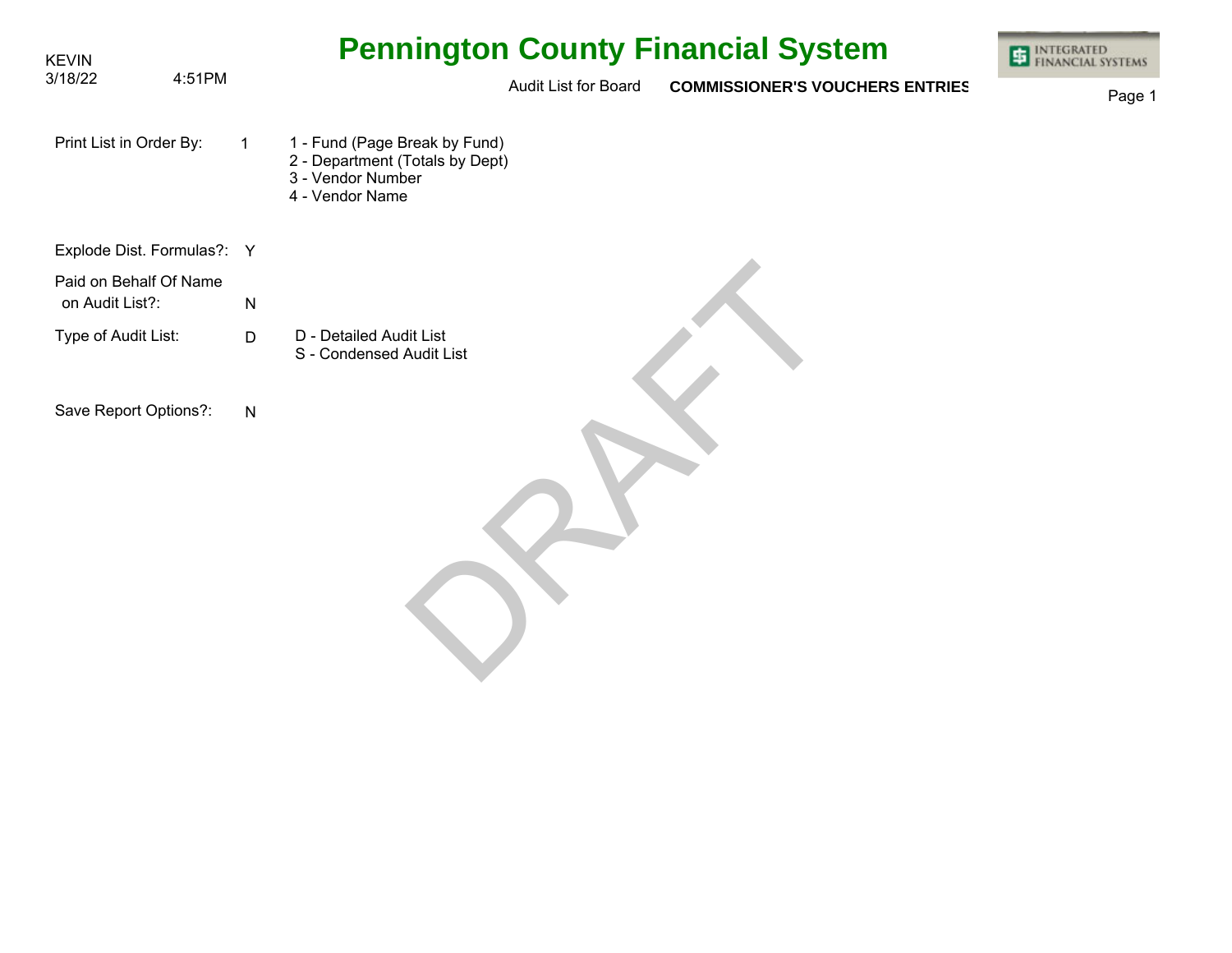KEVIN
3/18/22 4:51PM

# Pennington County Financial System

Audit List for Board **COMMISSIONER'S VOUCHERS ENTRIES**

| | | |
|---|---|---|
| Print List in Order By: | 1 | 1 - Fund (Page Break by Fund)<br>2 - Department (Totals by Dept)<br>3 - Vendor Number<br>4 - Vendor Name |
| Explode Dist. Formulas?: | Y | |
| Paid on Behalf Of Name on Audit List?: | N | |
| Type of Audit List: | D | D - Detailed Audit List<br>S - Condensed Audit List |
| Save Report Options?: | N | |

DRAFT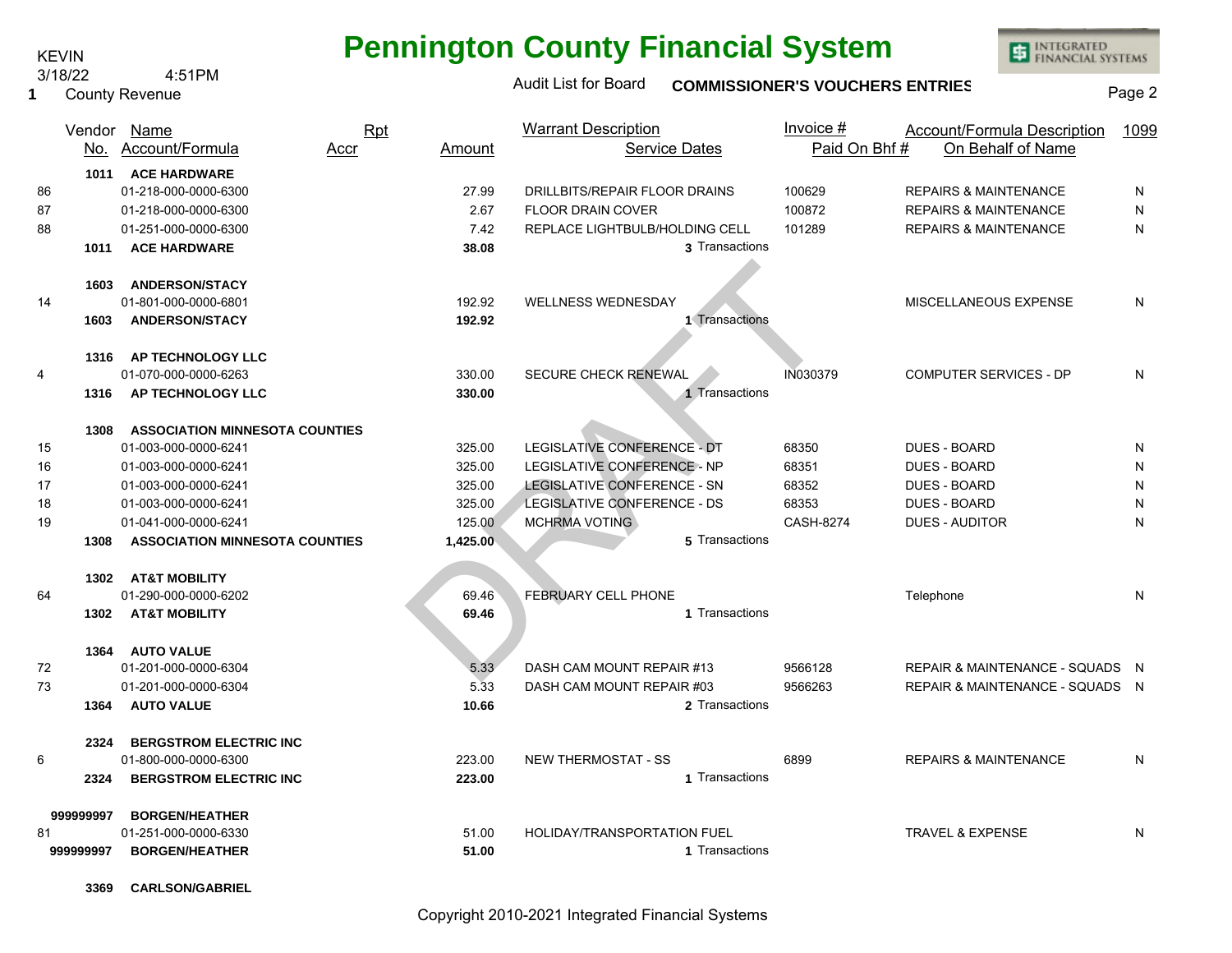# Pennington County Financial System

KEVIN
3/18/22 4:51PM
1 County Revenue

Audit List for Board **COMMISSIONER'S VOUCHERS ENTRIES**

| | Vendor No. | Name / Account/Formula | Rpt Accr | Amount | Warrant Description / Service Dates | Invoice # / Paid On Bhf # | Account/Formula Description / On Behalf of Name | 1099 |
|---|---|---|---|---|---|---|---|---|
| | **1011** | **ACE HARDWARE** | | | | | | |
| 86 | | 01-218-000-0000-6300 | | 27.99 | DRILLBITS/REPAIR FLOOR DRAINS | 100629 | REPAIRS & MAINTENANCE | N |
| 87 | | 01-218-000-0000-6300 | | 2.67 | FLOOR DRAIN COVER | 100872 | REPAIRS & MAINTENANCE | N |
| 88 | | 01-251-000-0000-6300 | | 7.42 | REPLACE LIGHTBULB/HOLDING CELL | 101289 | REPAIRS & MAINTENANCE | N |
| | **1011** | **ACE HARDWARE** | | **38.08** | 3 Transactions | | | |
| | **1603** | **ANDERSON/STACY** | | | | | | |
| 14 | | 01-801-000-0000-6801 | | 192.92 | WELLNESS WEDNESDAY | | MISCELLANEOUS EXPENSE | N |
| | **1603** | **ANDERSON/STACY** | | **192.92** | 1 Transactions | | | |
| | **1316** | **AP TECHNOLOGY LLC** | | | | | | |
| 4 | | 01-070-000-0000-6263 | | 330.00 | SECURE CHECK RENEWAL | IN030379 | COMPUTER SERVICES - DP | N |
| | **1316** | **AP TECHNOLOGY LLC** | | **330.00** | 1 Transactions | | | |
| | **1308** | **ASSOCIATION MINNESOTA COUNTIES** | | | | | | |
| 15 | | 01-003-000-0000-6241 | | 325.00 | LEGISLATIVE CONFERENCE - DT | 68350 | DUES - BOARD | N |
| 16 | | 01-003-000-0000-6241 | | 325.00 | LEGISLATIVE CONFERENCE - NP | 68351 | DUES - BOARD | N |
| 17 | | 01-003-000-0000-6241 | | 325.00 | LEGISLATIVE CONFERENCE - SN | 68352 | DUES - BOARD | N |
| 18 | | 01-003-000-0000-6241 | | 325.00 | LEGISLATIVE CONFERENCE - DS | 68353 | DUES - BOARD | N |
| 19 | | 01-041-000-0000-6241 | | 125.00 | MCHRMA VOTING | CASH-8274 | DUES - AUDITOR | N |
| | **1308** | **ASSOCIATION MINNESOTA COUNTIES** | | **1,425.00** | 5 Transactions | | | |
| | **1302** | **AT&T MOBILITY** | | | | | | |
| 64 | | 01-290-000-0000-6202 | | 69.46 | FEBRUARY CELL PHONE | | Telephone | N |
| | **1302** | **AT&T MOBILITY** | | **69.46** | 1 Transactions | | | |
| | **1364** | **AUTO VALUE** | | | | | | |
| 72 | | 01-201-000-0000-6304 | | 5.33 | DASH CAM MOUNT REPAIR #13 | 9566128 | REPAIR & MAINTENANCE - SQUADS | N |
| 73 | | 01-201-000-0000-6304 | | 5.33 | DASH CAM MOUNT REPAIR #03 | 9566263 | REPAIR & MAINTENANCE - SQUADS | N |
| | **1364** | **AUTO VALUE** | | **10.66** | 2 Transactions | | | |
| | **2324** | **BERGSTROM ELECTRIC INC** | | | | | | |
| 6 | | 01-800-000-0000-6300 | | 223.00 | NEW THERMOSTAT - SS | 6899 | REPAIRS & MAINTENANCE | N |
| | **2324** | **BERGSTROM ELECTRIC INC** | | **223.00** | 1 Transactions | | | |
| | **999999997** | **BORGEN/HEATHER** | | | | | | |
| 81 | | 01-251-000-0000-6330 | | 51.00 | HOLIDAY/TRANSPORTATION FUEL | | TRAVEL & EXPENSE | N |
| | **999999997** | **BORGEN/HEATHER** | | **51.00** | 1 Transactions | | | |
| | **3369** | **CARLSON/GABRIEL** | | | | | | |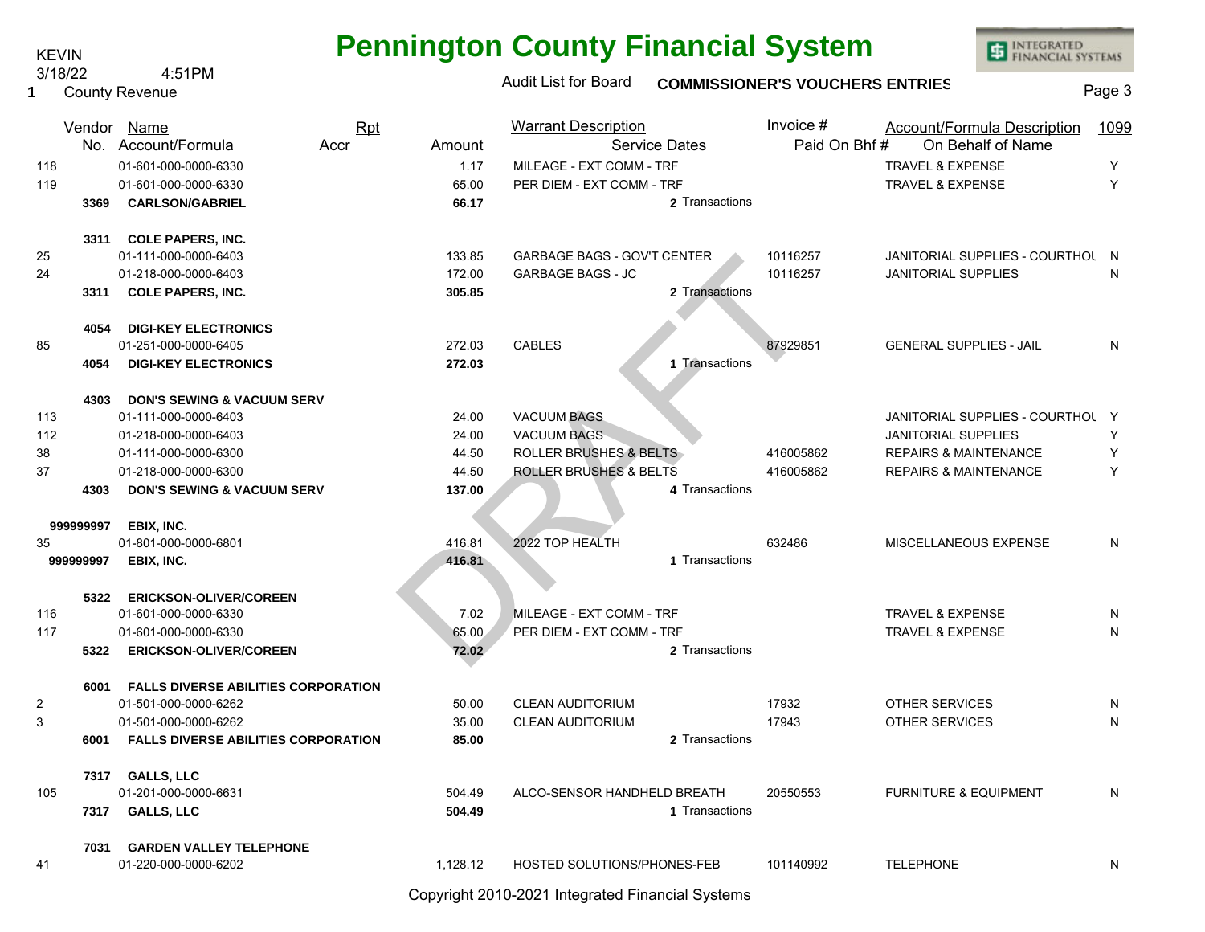# Pennington County Financial System

KEVIN
3/18/22 4:51PM
1 County Revenue

Audit List for Board **COMMISSIONER'S VOUCHERS ENTRIES**

| | Vendor No. | Name / Account/Formula | Rpt Accr | Amount | Warrant Description / Service Dates | Invoice # / Paid On Bhf # | Account/Formula Description / On Behalf of Name | 1099 |
|---|---|---|---|---|---|---|---|---|
| 118 | | 01-601-000-0000-6330 | | 1.17 | MILEAGE - EXT COMM - TRF | | TRAVEL & EXPENSE | Y |
| 119 | | 01-601-000-0000-6330 | | 65.00 | PER DIEM - EXT COMM - TRF | | TRAVEL & EXPENSE | Y |
| | **3369** | **CARLSON/GABRIEL** | | **66.17** | 2 Transactions | | | |
| | **3311** | **COLE PAPERS, INC.** | | | | | | |
| 25 | | 01-111-000-0000-6403 | | 133.85 | GARBAGE BAGS - GOV'T CENTER | 10116257 | JANITORIAL SUPPLIES - COURTHOU | N |
| 24 | | 01-218-000-0000-6403 | | 172.00 | GARBAGE BAGS - JC | 10116257 | JANITORIAL SUPPLIES | N |
| | **3311** | **COLE PAPERS, INC.** | | **305.85** | 2 Transactions | | | |
| | **4054** | **DIGI-KEY ELECTRONICS** | | | | | | |
| 85 | | 01-251-000-0000-6405 | | 272.03 | CABLES | 87929851 | GENERAL SUPPLIES - JAIL | N |
| | **4054** | **DIGI-KEY ELECTRONICS** | | **272.03** | 1 Transactions | | | |
| | **4303** | **DON'S SEWING & VACUUM SERV** | | | | | | |
| 113 | | 01-111-000-0000-6403 | | 24.00 | VACUUM BAGS | | JANITORIAL SUPPLIES - COURTHOU | Y |
| 112 | | 01-218-000-0000-6403 | | 24.00 | VACUUM BAGS | | JANITORIAL SUPPLIES | Y |
| 38 | | 01-111-000-0000-6300 | | 44.50 | ROLLER BRUSHES & BELTS | 416005862 | REPAIRS & MAINTENANCE | Y |
| 37 | | 01-218-000-0000-6300 | | 44.50 | ROLLER BRUSHES & BELTS | 416005862 | REPAIRS & MAINTENANCE | Y |
| | **4303** | **DON'S SEWING & VACUUM SERV** | | **137.00** | 4 Transactions | | | |
| | **999999997** | **EBIX, INC.** | | | | | | |
| 35 | | 01-801-000-0000-6801 | | 416.81 | 2022 TOP HEALTH | 632486 | MISCELLANEOUS EXPENSE | N |
| | **999999997** | **EBIX, INC.** | | **416.81** | 1 Transactions | | | |
| | **5322** | **ERICKSON-OLIVER/COREEN** | | | | | | |
| 116 | | 01-601-000-0000-6330 | | 7.02 | MILEAGE - EXT COMM - TRF | | TRAVEL & EXPENSE | N |
| 117 | | 01-601-000-0000-6330 | | 65.00 | PER DIEM - EXT COMM - TRF | | TRAVEL & EXPENSE | N |
| | **5322** | **ERICKSON-OLIVER/COREEN** | | **72.02** | 2 Transactions | | | |
| | **6001** | **FALLS DIVERSE ABILITIES CORPORATION** | | | | | | |
| 2 | | 01-501-000-0000-6262 | | 50.00 | CLEAN AUDITORIUM | 17932 | OTHER SERVICES | N |
| 3 | | 01-501-000-0000-6262 | | 35.00 | CLEAN AUDITORIUM | 17943 | OTHER SERVICES | N |
| | **6001** | **FALLS DIVERSE ABILITIES CORPORATION** | | **85.00** | 2 Transactions | | | |
| | **7317** | **GALLS, LLC** | | | | | | |
| 105 | | 01-201-000-0000-6631 | | 504.49 | ALCO-SENSOR HANDHELD BREATH | 20550553 | FURNITURE & EQUIPMENT | N |
| | **7317** | **GALLS, LLC** | | **504.49** | 1 Transactions | | | |
| | **7031** | **GARDEN VALLEY TELEPHONE** | | | | | | |
| 41 | | 01-220-000-0000-6202 | | 1,128.12 | HOSTED SOLUTIONS/PHONES-FEB | 101140992 | TELEPHONE | N |

DRAFT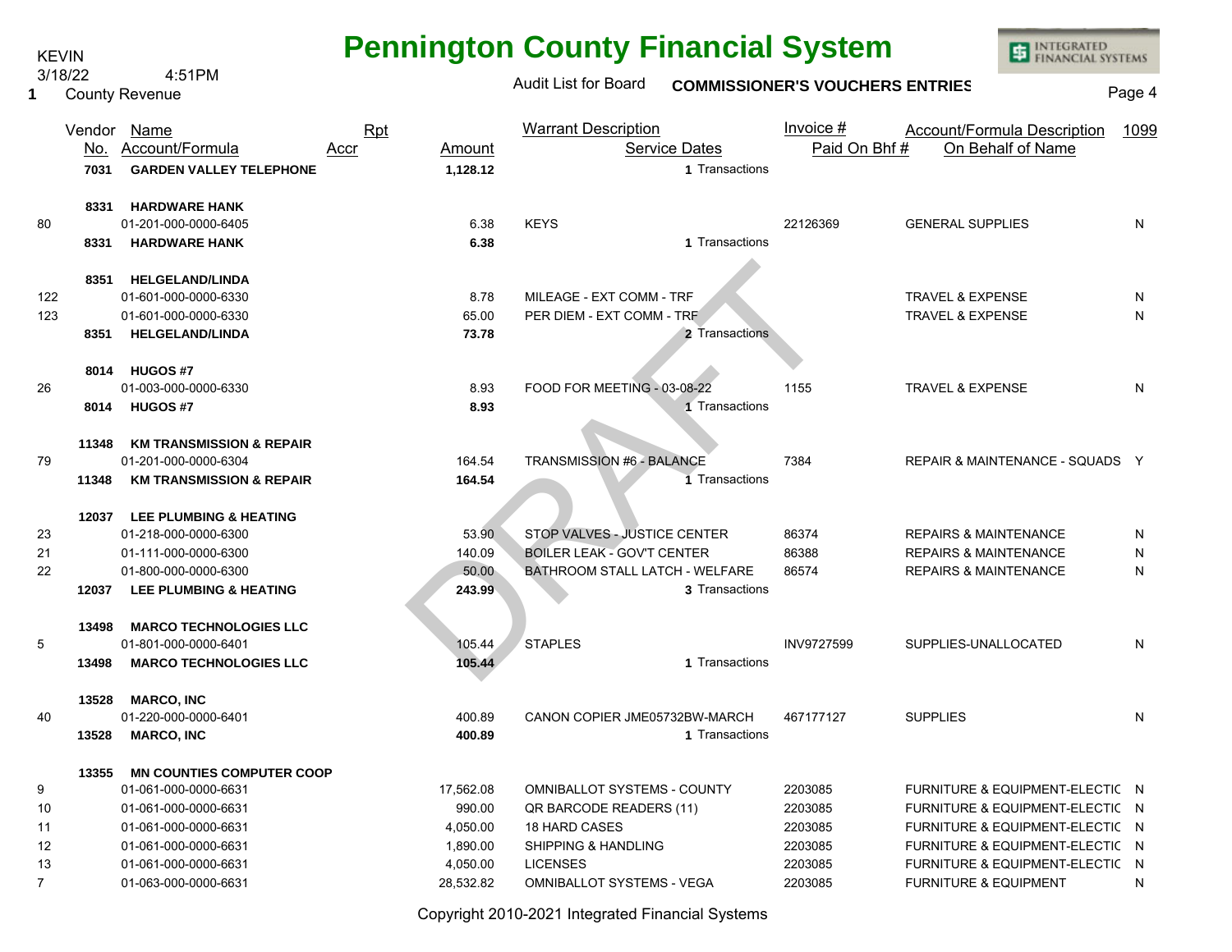# Pennington County Financial System

KEVIN
3/18/22 4:51PM
1 County Revenue

Audit List for Board **COMMISSIONER'S VOUCHERS ENTRIES**

DRAFT

| | Vendor No. | Name / Account/Formula | Rpt Accr | Amount | Warrant Description / Service Dates | Invoice # / Paid On Bhf # | Account/Formula Description / On Behalf of Name | 1099 |
|---|---|---|---|---|---|---|---|---|
| | **7031** | **GARDEN VALLEY TELEPHONE** | | **1,128.12** | 1 Transactions | | | |
| | **8331** | **HARDWARE HANK** | | | | | | |
| 80 | | 01-201-000-0000-6405 | | 6.38 | KEYS | 22126369 | GENERAL SUPPLIES | N |
| | **8331** | **HARDWARE HANK** | | **6.38** | 1 Transactions | | | |
| | **8351** | **HELGELAND/LINDA** | | | | | | |
| 122 | | 01-601-000-0000-6330 | | 8.78 | MILEAGE - EXT COMM - TRF | | TRAVEL & EXPENSE | N |
| 123 | | 01-601-000-0000-6330 | | 65.00 | PER DIEM - EXT COMM - TRF | | TRAVEL & EXPENSE | N |
| | **8351** | **HELGELAND/LINDA** | | **73.78** | 2 Transactions | | | |
| | **8014** | **HUGOS #7** | | | | | | |
| 26 | | 01-003-000-0000-6330 | | 8.93 | FOOD FOR MEETING - 03-08-22 | 1155 | TRAVEL & EXPENSE | N |
| | **8014** | **HUGOS #7** | | **8.93** | 1 Transactions | | | |
| | **11348** | **KM TRANSMISSION & REPAIR** | | | | | | |
| 79 | | 01-201-000-0000-6304 | | 164.54 | TRANSMISSION #6 - BALANCE | 7384 | REPAIR & MAINTENANCE - SQUADS | Y |
| | **11348** | **KM TRANSMISSION & REPAIR** | | **164.54** | 1 Transactions | | | |
| | **12037** | **LEE PLUMBING & HEATING** | | | | | | |
| 23 | | 01-218-000-0000-6300 | | 53.90 | STOP VALVES - JUSTICE CENTER | 86374 | REPAIRS & MAINTENANCE | N |
| 21 | | 01-111-000-0000-6300 | | 140.09 | BOILER LEAK - GOV'T CENTER | 86388 | REPAIRS & MAINTENANCE | N |
| 22 | | 01-800-000-0000-6300 | | 50.00 | BATHROOM STALL LATCH - WELFARE | 86574 | REPAIRS & MAINTENANCE | N |
| | **12037** | **LEE PLUMBING & HEATING** | | **243.99** | 3 Transactions | | | |
| | **13498** | **MARCO TECHNOLOGIES LLC** | | | | | | |
| 5 | | 01-801-000-0000-6401 | | 105.44 | STAPLES | INV9727599 | SUPPLIES-UNALLOCATED | N |
| | **13498** | **MARCO TECHNOLOGIES LLC** | | **105.44** | 1 Transactions | | | |
| | **13528** | **MARCO, INC** | | | | | | |
| 40 | | 01-220-000-0000-6401 | | 400.89 | CANON COPIER JME05732BW-MARCH | 467177127 | SUPPLIES | N |
| | **13528** | **MARCO, INC** | | **400.89** | 1 Transactions | | | |
| | **13355** | **MN COUNTIES COMPUTER COOP** | | | | | | |
| 9 | | 01-061-000-0000-6631 | | 17,562.08 | OMNIBALLOT SYSTEMS - COUNTY | 2203085 | FURNITURE & EQUIPMENT-ELECTIC | N |
| 10 | | 01-061-000-0000-6631 | | 990.00 | QR BARCODE READERS (11) | 2203085 | FURNITURE & EQUIPMENT-ELECTIC | N |
| 11 | | 01-061-000-0000-6631 | | 4,050.00 | 18 HARD CASES | 2203085 | FURNITURE & EQUIPMENT-ELECTIC | N |
| 12 | | 01-061-000-0000-6631 | | 1,890.00 | SHIPPING & HANDLING | 2203085 | FURNITURE & EQUIPMENT-ELECTIC | N |
| 13 | | 01-061-000-0000-6631 | | 4,050.00 | LICENSES | 2203085 | FURNITURE & EQUIPMENT-ELECTIC | N |
| 7 | | 01-063-000-0000-6631 | | 28,532.82 | OMNIBALLOT SYSTEMS - VEGA | 2203085 | FURNITURE & EQUIPMENT | N |

Copyright 2010-2021 Integrated Financial Systems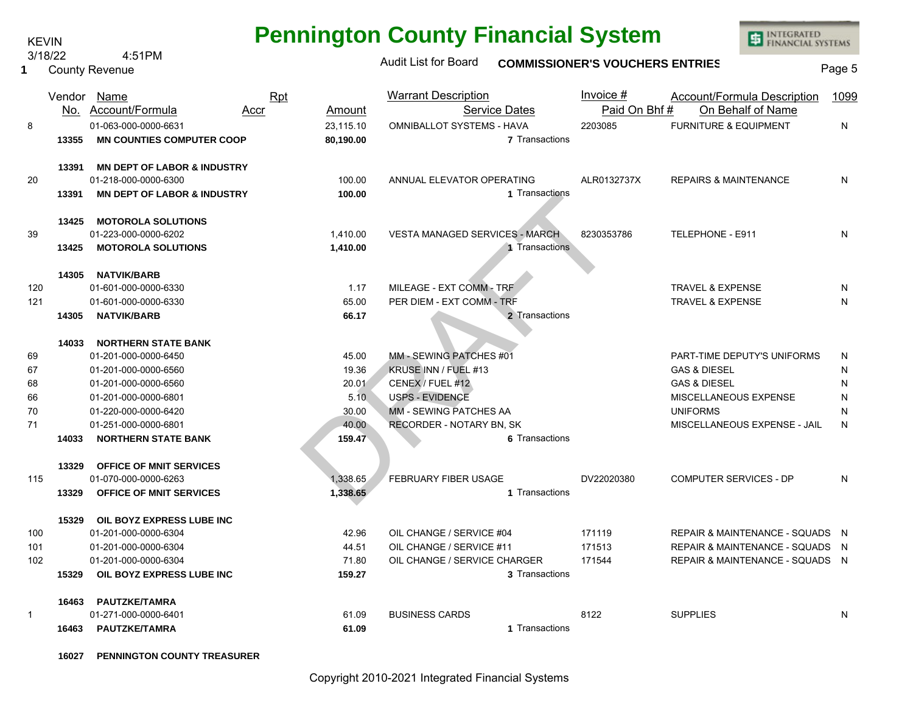# Pennington County Financial System

KEVIN
3/18/22 4:51PM
1 County Revenue

Audit List for Board **COMMISSIONER'S VOUCHERS ENTRIES**

| | Vendor No. | Name / Account/Formula | Rpt Accr | Amount | Warrant Description / Service Dates | Invoice # / Paid On Bhf # | Account/Formula Description / On Behalf of Name | 1099 |
|---|---|---|---|---|---|---|---|---|
| 8 | | 01-063-000-0000-6631 | | 23,115.10 | OMNIBALLOT SYSTEMS - HAVA | 2203085 | FURNITURE & EQUIPMENT | N |
| | **13355** | **MN COUNTIES COMPUTER COOP** | | **80,190.00** | **7** Transactions | | | |
| | **13391** | **MN DEPT OF LABOR & INDUSTRY** | | | | | | |
| 20 | | 01-218-000-0000-6300 | | 100.00 | ANNUAL ELEVATOR OPERATING | ALR0132737X | REPAIRS & MAINTENANCE | N |
| | **13391** | **MN DEPT OF LABOR & INDUSTRY** | | **100.00** | **1** Transactions | | | |
| | **13425** | **MOTOROLA SOLUTIONS** | | | | | | |
| 39 | | 01-223-000-0000-6202 | | 1,410.00 | VESTA MANAGED SERVICES - MARCH | 8230353786 | TELEPHONE - E911 | N |
| | **13425** | **MOTOROLA SOLUTIONS** | | **1,410.00** | **1** Transactions | | | |
| | **14305** | **NATVIK/BARB** | | | | | | |
| 120 | | 01-601-000-0000-6330 | | 1.17 | MILEAGE - EXT COMM - TRF | | TRAVEL & EXPENSE | N |
| 121 | | 01-601-000-0000-6330 | | 65.00 | PER DIEM - EXT COMM - TRF | | TRAVEL & EXPENSE | N |
| | **14305** | **NATVIK/BARB** | | **66.17** | **2** Transactions | | | |
| | **14033** | **NORTHERN STATE BANK** | | | | | | |
| 69 | | 01-201-000-0000-6450 | | 45.00 | MM - SEWING PATCHES #01 | | PART-TIME DEPUTY'S UNIFORMS | N |
| 67 | | 01-201-000-0000-6560 | | 19.36 | KRUSE INN / FUEL #13 | | GAS & DIESEL | N |
| 68 | | 01-201-000-0000-6560 | | 20.01 | CENEX / FUEL #12 | | GAS & DIESEL | N |
| 66 | | 01-201-000-0000-6801 | | 5.10 | USPS - EVIDENCE | | MISCELLANEOUS EXPENSE | N |
| 70 | | 01-220-000-0000-6420 | | 30.00 | MM - SEWING PATCHES AA | | UNIFORMS | N |
| 71 | | 01-251-000-0000-6801 | | 40.00 | RECORDER - NOTARY BN, SK | | MISCELLANEOUS EXPENSE - JAIL | N |
| | **14033** | **NORTHERN STATE BANK** | | **159.47** | **6** Transactions | | | |
| | **13329** | **OFFICE OF MNIT SERVICES** | | | | | | |
| 115 | | 01-070-000-0000-6263 | | 1,338.65 | FEBRUARY FIBER USAGE | DV22020380 | COMPUTER SERVICES - DP | N |
| | **13329** | **OFFICE OF MNIT SERVICES** | | **1,338.65** | **1** Transactions | | | |
| | **15329** | **OIL BOYZ EXPRESS LUBE INC** | | | | | | |
| 100 | | 01-201-000-0000-6304 | | 42.96 | OIL CHANGE / SERVICE #04 | 171119 | REPAIR & MAINTENANCE - SQUADS | N |
| 101 | | 01-201-000-0000-6304 | | 44.51 | OIL CHANGE / SERVICE #11 | 171513 | REPAIR & MAINTENANCE - SQUADS | N |
| 102 | | 01-201-000-0000-6304 | | 71.80 | OIL CHANGE / SERVICE CHARGER | 171544 | REPAIR & MAINTENANCE - SQUADS | N |
| | **15329** | **OIL BOYZ EXPRESS LUBE INC** | | **159.27** | **3** Transactions | | | |
| | **16463** | **PAUTZKE/TAMRA** | | | | | | |
| 1 | | 01-271-000-0000-6401 | | 61.09 | BUSINESS CARDS | 8122 | SUPPLIES | N |
| | **16463** | **PAUTZKE/TAMRA** | | **61.09** | **1** Transactions | | | |
| | **16027** | **PENNINGTON COUNTY TREASURER** | | | | | | |

Copyright 2010-2021 Integrated Financial Systems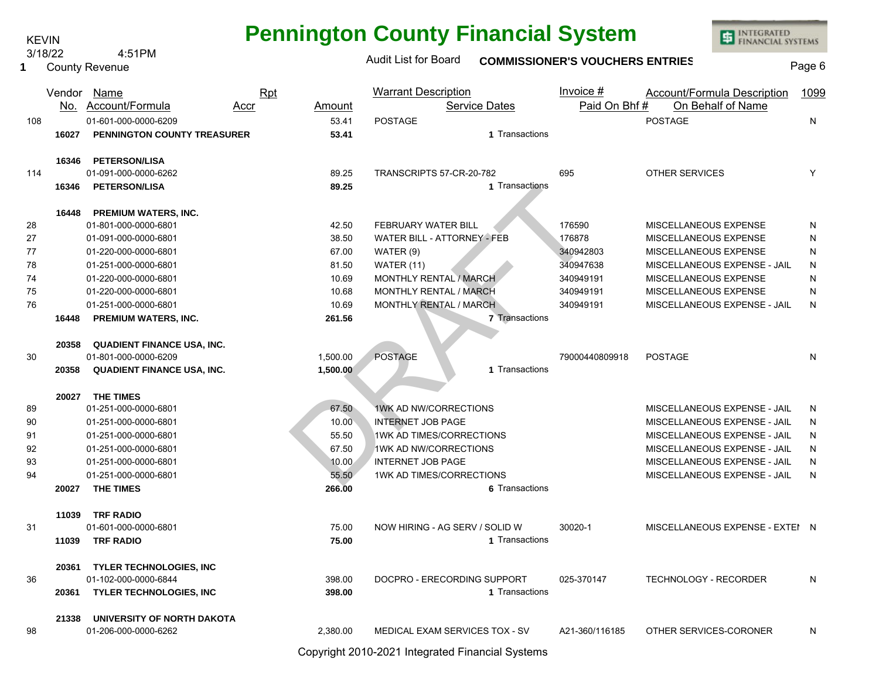# Pennington County Financial System

KEVIN
3/18/22 4:51PM
1 County Revenue

Audit List for Board **COMMISSIONER'S VOUCHERS ENTRIES**

| | Vendor No. | Name / Account/Formula | Rpt Accr | Amount | Warrant Description / Service Dates | Invoice # / Paid On Bhf # | Account/Formula Description / On Behalf of Name | 1099 |
|---|---|---|---|---|---|---|---|---|
| 108 | | 01-601-000-0000-6209 | | 53.41 | POSTAGE | | POSTAGE | N |
| | **16027** | **PENNINGTON COUNTY TREASURER** | | **53.41** | **1** Transactions | | | |
| | **16346** | **PETERSON/LISA** | | | | | | |
| 114 | | 01-091-000-0000-6262 | | 89.25 | TRANSCRIPTS 57-CR-20-782 | 695 | OTHER SERVICES | Y |
| | **16346** | **PETERSON/LISA** | | **89.25** | **1** Transactions | | | |
| | **16448** | **PREMIUM WATERS, INC.** | | | | | | |
| 28 | | 01-801-000-0000-6801 | | 42.50 | FEBRUARY WATER BILL | 176590 | MISCELLANEOUS EXPENSE | N |
| 27 | | 01-091-000-0000-6801 | | 38.50 | WATER BILL - ATTORNEY - FEB | 176878 | MISCELLANEOUS EXPENSE | N |
| 77 | | 01-220-000-0000-6801 | | 67.00 | WATER (9) | 340942803 | MISCELLANEOUS EXPENSE | N |
| 78 | | 01-251-000-0000-6801 | | 81.50 | WATER (11) | 340947638 | MISCELLANEOUS EXPENSE - JAIL | N |
| 74 | | 01-220-000-0000-6801 | | 10.69 | MONTHLY RENTAL / MARCH | 340949191 | MISCELLANEOUS EXPENSE | N |
| 75 | | 01-220-000-0000-6801 | | 10.68 | MONTHLY RENTAL / MARCH | 340949191 | MISCELLANEOUS EXPENSE | N |
| 76 | | 01-251-000-0000-6801 | | 10.69 | MONTHLY RENTAL / MARCH | 340949191 | MISCELLANEOUS EXPENSE - JAIL | N |
| | **16448** | **PREMIUM WATERS, INC.** | | **261.56** | **7** Transactions | | | |
| | **20358** | **QUADIENT FINANCE USA, INC.** | | | | | | |
| 30 | | 01-801-000-0000-6209 | | 1,500.00 | POSTAGE | 79000440809918 | POSTAGE | N |
| | **20358** | **QUADIENT FINANCE USA, INC.** | | **1,500.00** | **1** Transactions | | | |
| | **20027** | **THE TIMES** | | | | | | |
| 89 | | 01-251-000-0000-6801 | | 67.50 | 1WK AD NW/CORRECTIONS | | MISCELLANEOUS EXPENSE - JAIL | N |
| 90 | | 01-251-000-0000-6801 | | 10.00 | INTERNET JOB PAGE | | MISCELLANEOUS EXPENSE - JAIL | N |
| 91 | | 01-251-000-0000-6801 | | 55.50 | 1WK AD TIMES/CORRECTIONS | | MISCELLANEOUS EXPENSE - JAIL | N |
| 92 | | 01-251-000-0000-6801 | | 67.50 | 1WK AD NW/CORRECTIONS | | MISCELLANEOUS EXPENSE - JAIL | N |
| 93 | | 01-251-000-0000-6801 | | 10.00 | INTERNET JOB PAGE | | MISCELLANEOUS EXPENSE - JAIL | N |
| 94 | | 01-251-000-0000-6801 | | 55.50 | 1WK AD TIMES/CORRECTIONS | | MISCELLANEOUS EXPENSE - JAIL | N |
| | **20027** | **THE TIMES** | | **266.00** | **6** Transactions | | | |
| | **11039** | **TRF RADIO** | | | | | | |
| 31 | | 01-601-000-0000-6801 | | 75.00 | NOW HIRING - AG SERV / SOLID W | 30020-1 | MISCELLANEOUS EXPENSE - EXTEI | N |
| | **11039** | **TRF RADIO** | | **75.00** | **1** Transactions | | | |
| | **20361** | **TYLER TECHNOLOGIES, INC** | | | | | | |
| 36 | | 01-102-000-0000-6844 | | 398.00 | DOCPRO - ERECORDING SUPPORT | 025-370147 | TECHNOLOGY - RECORDER | N |
| | **20361** | **TYLER TECHNOLOGIES, INC** | | **398.00** | **1** Transactions | | | |
| | **21338** | **UNIVERSITY OF NORTH DAKOTA** | | | | | | |
| 98 | | 01-206-000-0000-6262 | | 2,380.00 | MEDICAL EXAM SERVICES TOX - SV | A21-360/116185 | OTHER SERVICES-CORONER | N |

Copyright 2010-2021 Integrated Financial Systems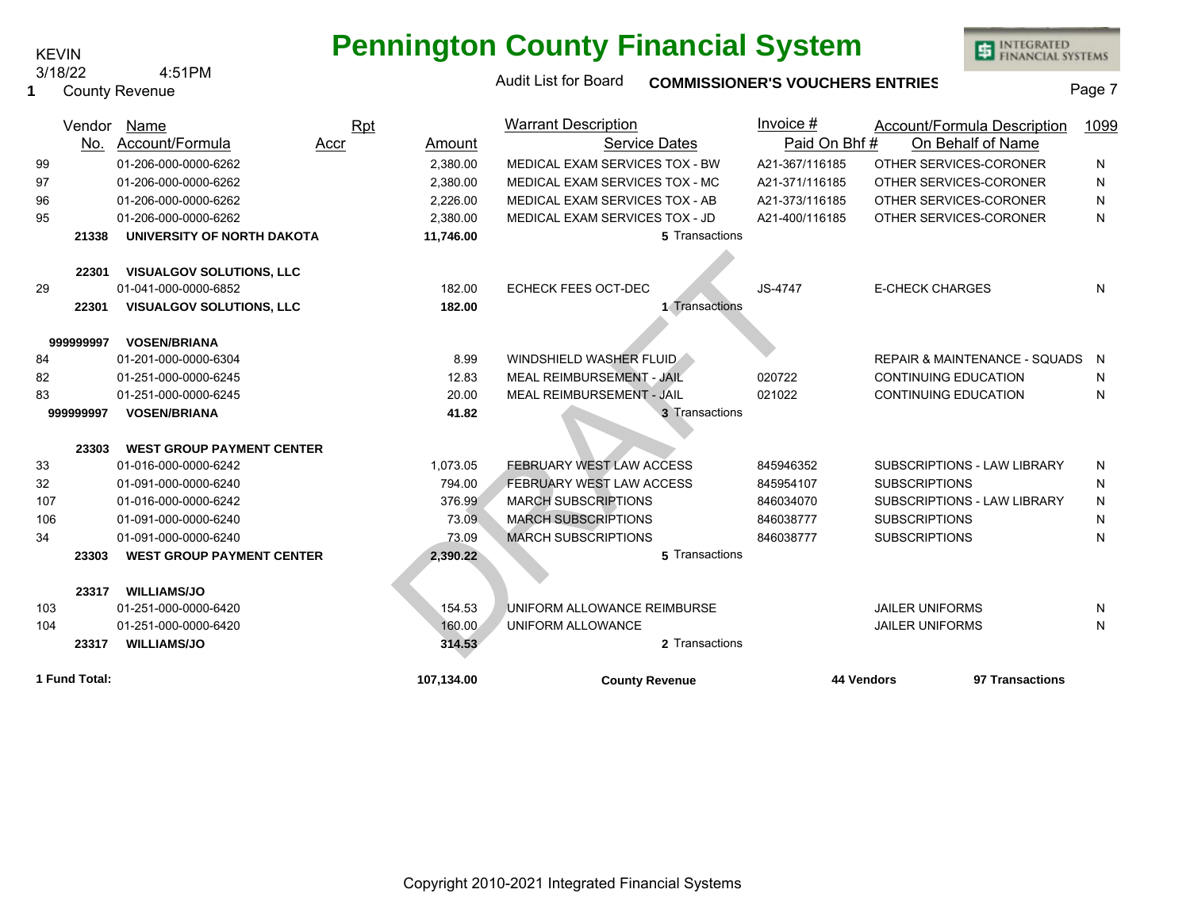KEVIN
3/18/22 4:51PM
1 County Revenue

# Pennington County Financial System

Audit List for Board **COMMISSIONER'S VOUCHERS ENTRIES**

| Vendor No. | Name / Account/Formula | Rpt Accr | Amount | Warrant Description / Service Dates | Invoice # / Paid On Bhf # | Account/Formula Description / On Behalf of Name | 1099 |
|---|---|---|---|---|---|---|---|
| 99 | 01-206-000-0000-6262 | | 2,380.00 | MEDICAL EXAM SERVICES TOX - BW | A21-367/116185 | OTHER SERVICES-CORONER | N |
| 97 | 01-206-000-0000-6262 | | 2,380.00 | MEDICAL EXAM SERVICES TOX - MC | A21-371/116185 | OTHER SERVICES-CORONER | N |
| 96 | 01-206-000-0000-6262 | | 2,226.00 | MEDICAL EXAM SERVICES TOX - AB | A21-373/116185 | OTHER SERVICES-CORONER | N |
| 95 | 01-206-000-0000-6262 | | 2,380.00 | MEDICAL EXAM SERVICES TOX - JD | A21-400/116185 | OTHER SERVICES-CORONER | N |
| **21338** | **UNIVERSITY OF NORTH DAKOTA** | | **11,746.00** | **5** Transactions | | | |
| **22301** | **VISUALGOV SOLUTIONS, LLC** | | | | | | |
| 29 | 01-041-000-0000-6852 | | 182.00 | ECHECK FEES OCT-DEC | JS-4747 | E-CHECK CHARGES | N |
| **22301** | **VISUALGOV SOLUTIONS, LLC** | | **182.00** | **1** Transactions | | | |
| **999999997** | **VOSEN/BRIANA** | | | | | | |
| 84 | 01-201-000-0000-6304 | | 8.99 | WINDSHIELD WASHER FLUID | | REPAIR & MAINTENANCE - SQUADS | N |
| 82 | 01-251-000-0000-6245 | | 12.83 | MEAL REIMBURSEMENT - JAIL | 020722 | CONTINUING EDUCATION | N |
| 83 | 01-251-000-0000-6245 | | 20.00 | MEAL REIMBURSEMENT - JAIL | 021022 | CONTINUING EDUCATION | N |
| **999999997** | **VOSEN/BRIANA** | | **41.82** | **3** Transactions | | | |
| **23303** | **WEST GROUP PAYMENT CENTER** | | | | | | |
| 33 | 01-016-000-0000-6242 | | 1,073.05 | FEBRUARY WEST LAW ACCESS | 845946352 | SUBSCRIPTIONS - LAW LIBRARY | N |
| 32 | 01-091-000-0000-6240 | | 794.00 | FEBRUARY WEST LAW ACCESS | 845954107 | SUBSCRIPTIONS | N |
| 107 | 01-016-000-0000-6242 | | 376.99 | MARCH SUBSCRIPTIONS | 846034070 | SUBSCRIPTIONS - LAW LIBRARY | N |
| 106 | 01-091-000-0000-6240 | | 73.09 | MARCH SUBSCRIPTIONS | 846038777 | SUBSCRIPTIONS | N |
| 34 | 01-091-000-0000-6240 | | 73.09 | MARCH SUBSCRIPTIONS | 846038777 | SUBSCRIPTIONS | N |
| **23303** | **WEST GROUP PAYMENT CENTER** | | **2,390.22** | **5** Transactions | | | |
| **23317** | **WILLIAMS/JO** | | | | | | |
| 103 | 01-251-000-0000-6420 | | 154.53 | UNIFORM ALLOWANCE REIMBURSE | | JAILER UNIFORMS | N |
| 104 | 01-251-000-0000-6420 | | 160.00 | UNIFORM ALLOWANCE | | JAILER UNIFORMS | N |
| **23317** | **WILLIAMS/JO** | | **314.53** | **2** Transactions | | | |
| **1 Fund Total:** | | | **107,134.00** | **County Revenue** | **44 Vendors** | **97 Transactions** | |

DRAFT

Copyright 2010-2021 Integrated Financial Systems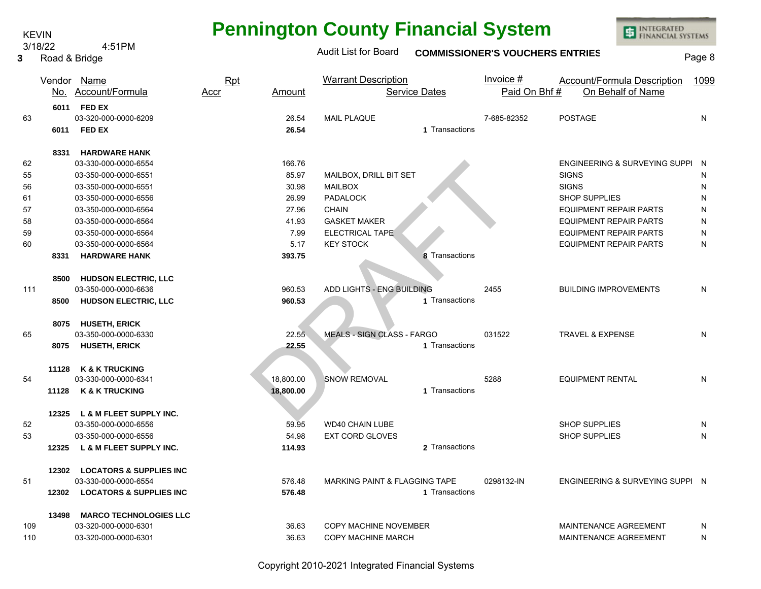KEVIN
3/18/22 4:51PM
3 Road & Bridge

# Pennington County Financial System

Audit List for Board **COMMISSIONER'S VOUCHERS ENTRIES**

| | Vendor No. | Name / Account/Formula | Rpt Accr | Amount | Warrant Description / Service Dates | Invoice # / Paid On Bhf # | Account/Formula Description / On Behalf of Name | 1099 |
|---|---|---|---|---|---|---|---|---|
| | **6011** | **FED EX** | | | | | | |
| 63 | | 03-320-000-0000-6209 | | 26.54 | MAIL PLAQUE | 7-685-82352 | POSTAGE | N |
| | **6011** | **FED EX** | | **26.54** | **1** Transactions | | | |
| | **8331** | **HARDWARE HANK** | | | | | | |
| 62 | | 03-330-000-0000-6554 | | 166.76 | | | ENGINEERING & SURVEYING SUPPI | N |
| 55 | | 03-350-000-0000-6551 | | 85.97 | MAILBOX, DRILL BIT SET | | SIGNS | N |
| 56 | | 03-350-000-0000-6551 | | 30.98 | MAILBOX | | SIGNS | N |
| 61 | | 03-350-000-0000-6556 | | 26.99 | PADALOCK | | SHOP SUPPLIES | N |
| 57 | | 03-350-000-0000-6564 | | 27.96 | CHAIN | | EQUIPMENT REPAIR PARTS | N |
| 58 | | 03-350-000-0000-6564 | | 41.93 | GASKET MAKER | | EQUIPMENT REPAIR PARTS | N |
| 59 | | 03-350-000-0000-6564 | | 7.99 | ELECTRICAL TAPE | | EQUIPMENT REPAIR PARTS | N |
| 60 | | 03-350-000-0000-6564 | | 5.17 | KEY STOCK | | EQUIPMENT REPAIR PARTS | N |
| | **8331** | **HARDWARE HANK** | | **393.75** | **8** Transactions | | | |
| | **8500** | **HUDSON ELECTRIC, LLC** | | | | | | |
| 111 | | 03-350-000-0000-6636 | | 960.53 | ADD LIGHTS - ENG BUILDING | 2455 | BUILDING IMPROVEMENTS | N |
| | **8500** | **HUDSON ELECTRIC, LLC** | | **960.53** | **1** Transactions | | | |
| | **8075** | **HUSETH, ERICK** | | | | | | |
| 65 | | 03-350-000-0000-6330 | | 22.55 | MEALS - SIGN CLASS - FARGO | 031522 | TRAVEL & EXPENSE | N |
| | **8075** | **HUSETH, ERICK** | | **22.55** | **1** Transactions | | | |
| | **11128** | **K & K TRUCKING** | | | | | | |
| 54 | | 03-330-000-0000-6341 | | 18,800.00 | SNOW REMOVAL | 5288 | EQUIPMENT RENTAL | N |
| | **11128** | **K & K TRUCKING** | | **18,800.00** | **1** Transactions | | | |
| | **12325** | **L & M FLEET SUPPLY INC.** | | | | | | |
| 52 | | 03-350-000-0000-6556 | | 59.95 | WD40 CHAIN LUBE | | SHOP SUPPLIES | N |
| 53 | | 03-350-000-0000-6556 | | 54.98 | EXT CORD GLOVES | | SHOP SUPPLIES | N |
| | **12325** | **L & M FLEET SUPPLY INC.** | | **114.93** | **2** Transactions | | | |
| | **12302** | **LOCATORS & SUPPLIES INC** | | | | | | |
| 51 | | 03-330-000-0000-6554 | | 576.48 | MARKING PAINT & FLAGGING TAPE | 0298132-IN | ENGINEERING & SURVEYING SUPPI | N |
| | **12302** | **LOCATORS & SUPPLIES INC** | | **576.48** | **1** Transactions | | | |
| | **13498** | **MARCO TECHNOLOGIES LLC** | | | | | | |
| 109 | | 03-320-000-0000-6301 | | 36.63 | COPY MACHINE NOVEMBER | | MAINTENANCE AGREEMENT | N |
| 110 | | 03-320-000-0000-6301 | | 36.63 | COPY MACHINE MARCH | | MAINTENANCE AGREEMENT | N |

DRAFT

Copyright 2010-2021 Integrated Financial Systems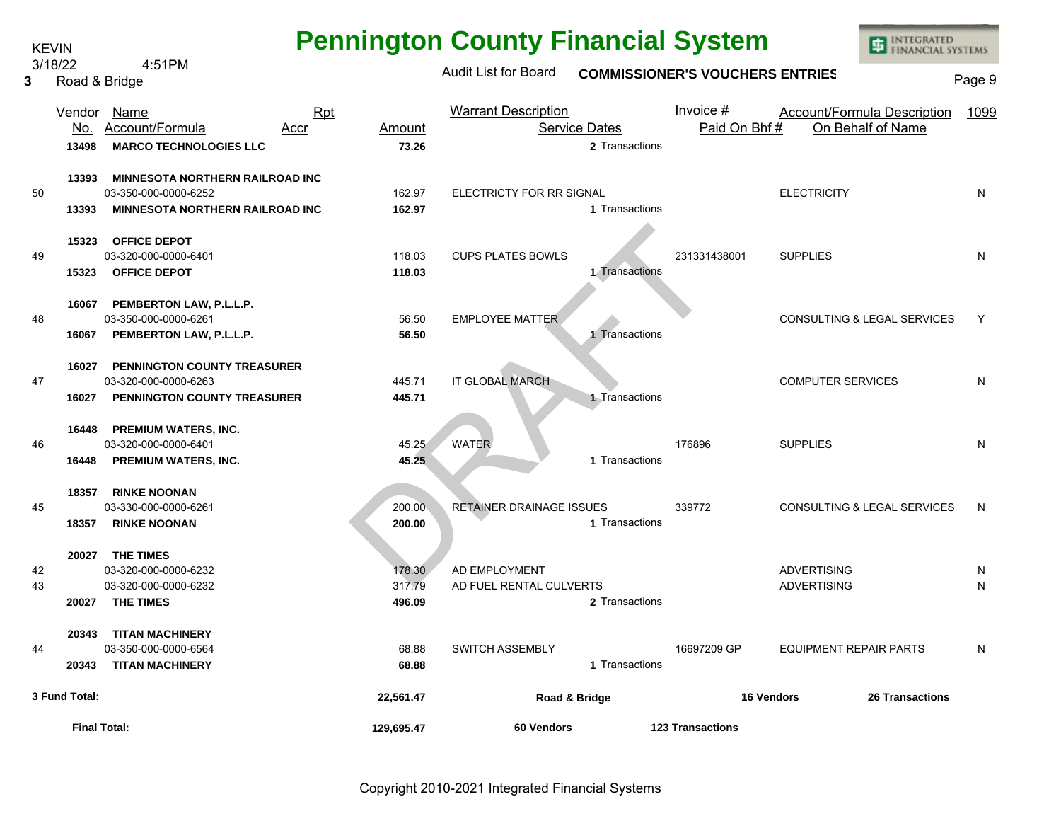KEVIN
3/18/22 4:51PM
3 Road & Bridge

# Pennington County Financial System

Audit List for Board **COMMISSIONER'S VOUCHERS ENTRIES**

DRAFT

| | Vendor No. | Name / Account/Formula | Rpt Accr | Amount | Warrant Description / Service Dates | Invoice # / Paid On Bhf # | Account/Formula Description / On Behalf of Name | 1099 |
|---|---|---|---|---|---|---|---|---|
| | **13498** | **MARCO TECHNOLOGIES LLC** | | **73.26** | **2** Transactions | | | |
| | **13393** | **MINNESOTA NORTHERN RAILROAD INC** | | | | | | |
| 50 | | 03-350-000-0000-6252 | | 162.97 | ELECTRICTY FOR RR SIGNAL | | ELECTRICITY | N |
| | **13393** | **MINNESOTA NORTHERN RAILROAD INC** | | **162.97** | **1** Transactions | | | |
| | **15323** | **OFFICE DEPOT** | | | | | | |
| 49 | | 03-320-000-0000-6401 | | 118.03 | CUPS PLATES BOWLS | 231331438001 | SUPPLIES | N |
| | **15323** | **OFFICE DEPOT** | | **118.03** | **1** Transactions | | | |
| | **16067** | **PEMBERTON LAW, P.L.L.P.** | | | | | | |
| 48 | | 03-350-000-0000-6261 | | 56.50 | EMPLOYEE MATTER | | CONSULTING & LEGAL SERVICES | Y |
| | **16067** | **PEMBERTON LAW, P.L.L.P.** | | **56.50** | **1** Transactions | | | |
| | **16027** | **PENNINGTON COUNTY TREASURER** | | | | | | |
| 47 | | 03-320-000-0000-6263 | | 445.71 | IT GLOBAL MARCH | | COMPUTER SERVICES | N |
| | **16027** | **PENNINGTON COUNTY TREASURER** | | **445.71** | **1** Transactions | | | |
| | **16448** | **PREMIUM WATERS, INC.** | | | | | | |
| 46 | | 03-320-000-0000-6401 | | 45.25 | WATER | 176896 | SUPPLIES | N |
| | **16448** | **PREMIUM WATERS, INC.** | | **45.25** | **1** Transactions | | | |
| | **18357** | **RINKE NOONAN** | | | | | | |
| 45 | | 03-330-000-0000-6261 | | 200.00 | RETAINER DRAINAGE ISSUES | 339772 | CONSULTING & LEGAL SERVICES | N |
| | **18357** | **RINKE NOONAN** | | **200.00** | **1** Transactions | | | |
| | **20027** | **THE TIMES** | | | | | | |
| 42 | | 03-320-000-0000-6232 | | 178.30 | AD EMPLOYMENT | | ADVERTISING | N |
| 43 | | 03-320-000-0000-6232 | | 317.79 | AD FUEL RENTAL CULVERTS | | ADVERTISING | N |
| | **20027** | **THE TIMES** | | **496.09** | **2** Transactions | | | |
| | **20343** | **TITAN MACHINERY** | | | | | | |
| 44 | | 03-350-000-0000-6564 | | 68.88 | SWITCH ASSEMBLY | 16697209 GP | EQUIPMENT REPAIR PARTS | N |
| | **20343** | **TITAN MACHINERY** | | **68.88** | **1** Transactions | | | |
| **3 Fund Total:** | | | | **22,561.47** | **Road & Bridge** | **16 Vendors** | **26 Transactions** | |
| | **Final Total:** | | | **129,695.47** | **60 Vendors** | **123 Transactions** | | |

Copyright 2010-2021 Integrated Financial Systems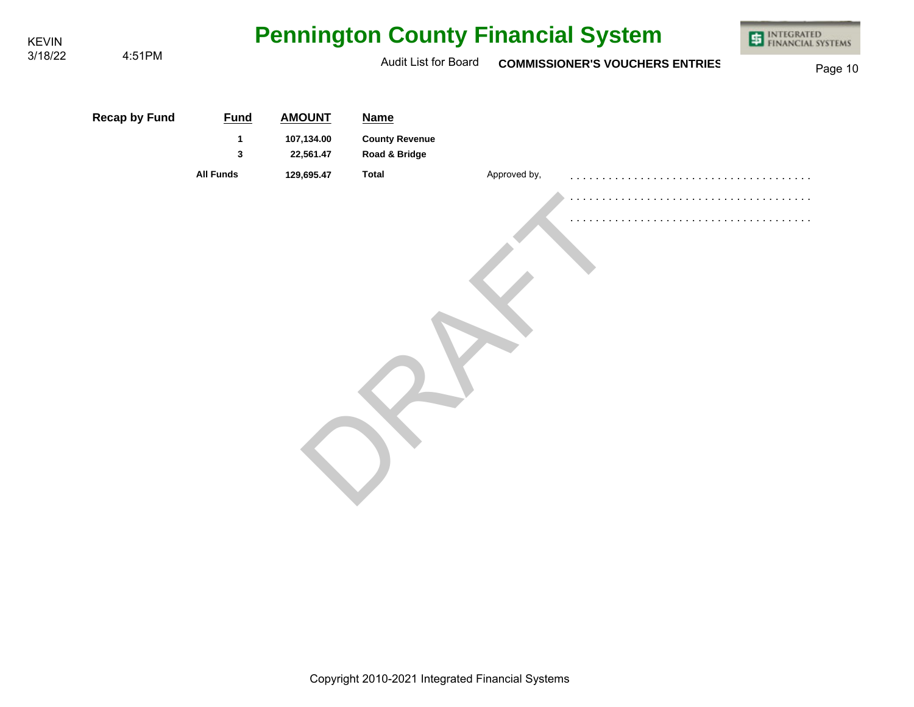| Recap by Fund | Fund | AMOUNT | Name |
|---|---|---|---|
| | 1 | 107,134.00 | County Revenue |
| | 3 | 22,561.47 | Road & Bridge |
| | All Funds | 129,695.47 | Total |

Approved by,

. . . . . . . . . . . . . . . . . . . . . . . . . . . . . . . . . . . . . .

. . . . . . . . . . . . . . . . . . . . . . . . . . . . . . . . . . . . . .

. . . . . . . . . . . . . . . . . . . . . . . . . . . . . . . . . . . . . .

DRAFT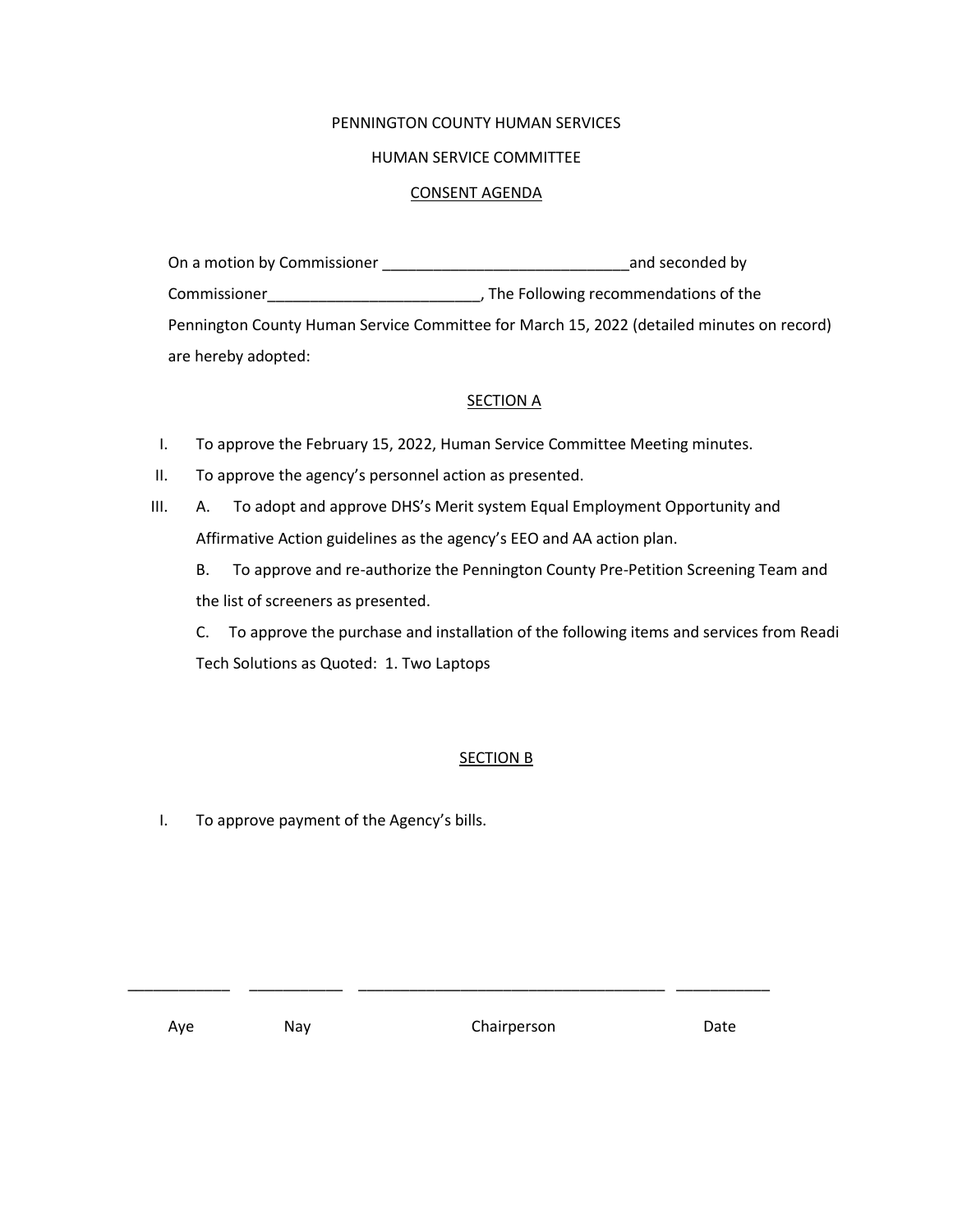PENNINGTON COUNTY HUMAN SERVICES

HUMAN SERVICE COMMITTEE

CONSENT AGENDA

On a motion by Commissioner _____________________________and seconded by Commissioner_________________________, The Following recommendations of the Pennington County Human Service Committee for March 15, 2022 (detailed minutes on record) are hereby adopted:

SECTION A

I. To approve the February 15, 2022, Human Service Committee Meeting minutes.

II. To approve the agency's personnel action as presented.

III. A. To adopt and approve DHS's Merit system Equal Employment Opportunity and Affirmative Action guidelines as the agency's EEO and AA action plan.

B. To approve and re-authorize the Pennington County Pre-Petition Screening Team and the list of screeners as presented.

C. To approve the purchase and installation of the following items and services from Readi Tech Solutions as Quoted: 1. Two Laptops

SECTION B

I. To approve payment of the Agency's bills.

____________ ___________ _____________________________________ ___________

Aye Nay Chairperson Date